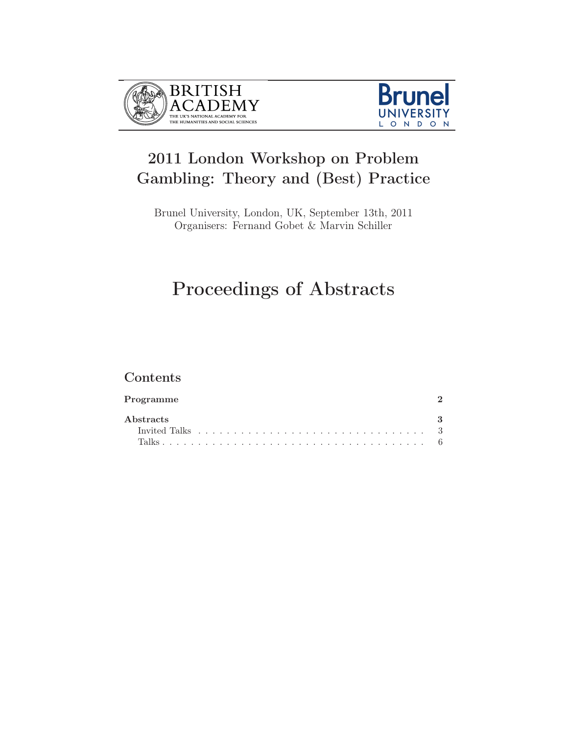BRITISH ACADEMY
THE UK'S NATIONAL ACADEMY FOR THE HUMANITIES AND SOCIAL SCIENCES

Brunel UNIVERSITY LONDON

# 2011 London Workshop on Problem Gambling: Theory and (Best) Practice

Brunel University, London, UK, September 13th, 2011
Organisers: Fernand Gobet & Marvin Schiller

# Proceedings of Abstracts

## Contents

**Programme** **2**

**Abstracts** **3**

- Invited Talks . . . . . . . . . . . . . . . . . . . . . . . . . . . . . . . . 3
- Talks . . . . . . . . . . . . . . . . . . . . . . . . . . . . . . . . . . . . 6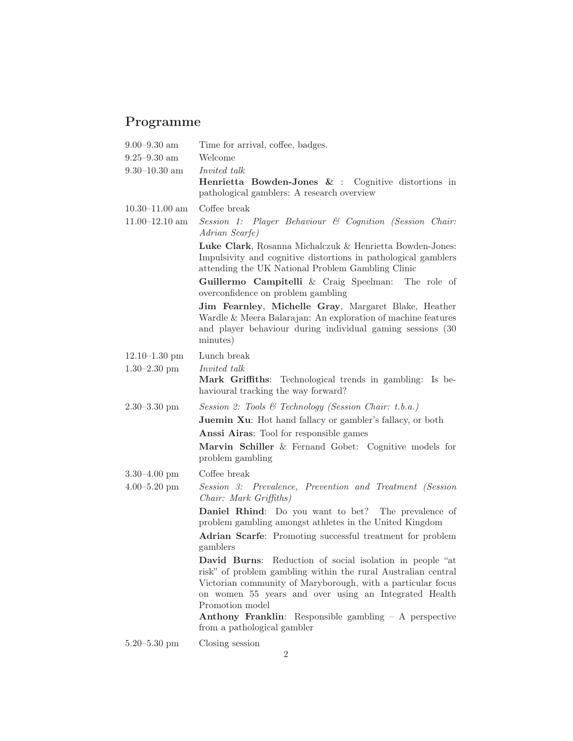## Programme

| | |
|---|---|
| 9.00–9.30 am | Time for arrival, coffee, badges. |
| 9.25–9.30 am | Welcome |
| 9.30–10.30 am | *Invited talk*<br>**Henrietta Bowden-Jones &** : Cognitive distortions in pathological gamblers: A research overview |
| 10.30–11.00 am | Coffee break |
| 11.00–12.10 am | *Session 1: Player Behaviour & Cognition (Session Chair: Adrian Scarfe)*<br>**Luke Clark**, Rosanna Michalczuk & Henrietta Bowden-Jones: Impulsivity and cognitive distortions in pathological gamblers attending the UK National Problem Gambling Clinic<br>**Guillermo Campitelli** & Craig Speelman: The role of overconfidence on problem gambling<br>**Jim Fearnley**, **Michelle Gray**, Margaret Blake, Heather Wardle & Meera Balarajan: An exploration of machine features and player behaviour during individual gaming sessions (30 minutes) |
| 12.10–1.30 pm | Lunch break |
| 1.30–2.30 pm | *Invited talk*<br>**Mark Griffiths**: Technological trends in gambling: Is behavioural tracking the way forward? |
| 2.30–3.30 pm | *Session 2: Tools & Technology (Session Chair: t.b.a.)*<br>**Juemin Xu**: Hot hand fallacy or gambler's fallacy, or both<br>**Anssi Airas**: Tool for responsible games<br>**Marvin Schiller** & Fernand Gobet: Cognitive models for problem gambling |
| 3.30–4.00 pm | Coffee break |
| 4.00–5.20 pm | *Session 3: Prevalence, Prevention and Treatment (Session Chair: Mark Griffiths)*<br>**Daniel Rhind**: Do you want to bet? The prevalence of problem gambling amongst athletes in the United Kingdom<br>**Adrian Scarfe**: Promoting successful treatment for problem gamblers<br>**David Burns**: Reduction of social isolation in people "at risk" of problem gambling within the rural Australian central Victorian community of Maryborough, with a particular focus on women 55 years and over using an Integrated Health Promotion model<br>**Anthony Franklin**: Responsible gambling – A perspective from a pathological gambler |
| 5.20–5.30 pm | Closing session |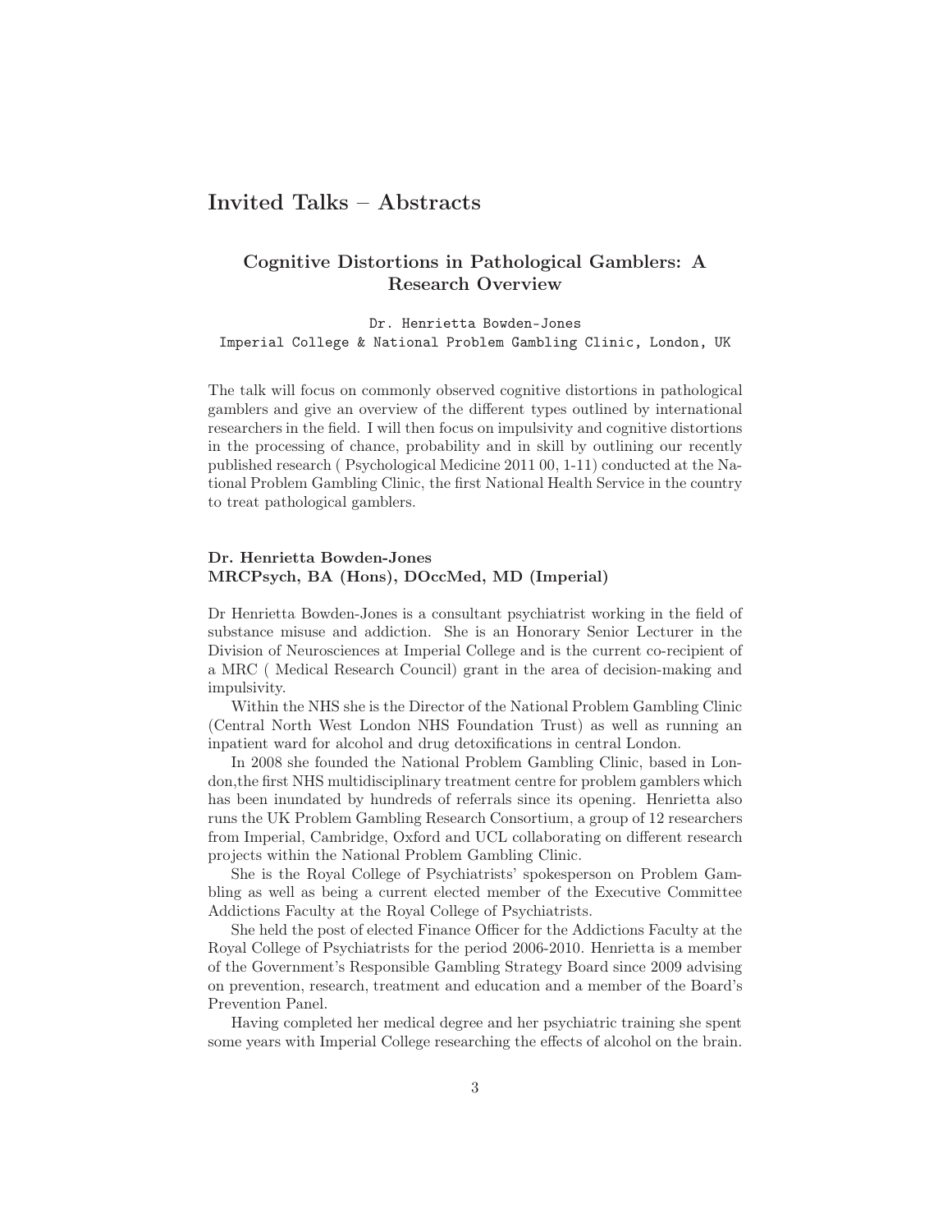# Invited Talks – Abstracts

## Cognitive Distortions in Pathological Gamblers: A Research Overview

Dr. Henrietta Bowden-Jones
Imperial College & National Problem Gambling Clinic, London, UK

The talk will focus on commonly observed cognitive distortions in pathological gamblers and give an overview of the different types outlined by international researchers in the field. I will then focus on impulsivity and cognitive distortions in the processing of chance, probability and in skill by outlining our recently published research ( Psychological Medicine 2011 00, 1-11) conducted at the National Problem Gambling Clinic, the first National Health Service in the country to treat pathological gamblers.

**Dr. Henrietta Bowden-Jones**
**MRCPsych, BA (Hons), DOccMed, MD (Imperial)**

Dr Henrietta Bowden-Jones is a consultant psychiatrist working in the field of substance misuse and addiction. She is an Honorary Senior Lecturer in the Division of Neurosciences at Imperial College and is the current co-recipient of a MRC ( Medical Research Council) grant in the area of decision-making and impulsivity.

Within the NHS she is the Director of the National Problem Gambling Clinic (Central North West London NHS Foundation Trust) as well as running an inpatient ward for alcohol and drug detoxifications in central London.

In 2008 she founded the National Problem Gambling Clinic, based in London,the first NHS multidisciplinary treatment centre for problem gamblers which has been inundated by hundreds of referrals since its opening. Henrietta also runs the UK Problem Gambling Research Consortium, a group of 12 researchers from Imperial, Cambridge, Oxford and UCL collaborating on different research projects within the National Problem Gambling Clinic.

She is the Royal College of Psychiatrists' spokesperson on Problem Gambling as well as being a current elected member of the Executive Committee Addictions Faculty at the Royal College of Psychiatrists.

She held the post of elected Finance Officer for the Addictions Faculty at the Royal College of Psychiatrists for the period 2006-2010. Henrietta is a member of the Government's Responsible Gambling Strategy Board since 2009 advising on prevention, research, treatment and education and a member of the Board's Prevention Panel.

Having completed her medical degree and her psychiatric training she spent some years with Imperial College researching the effects of alcohol on the brain.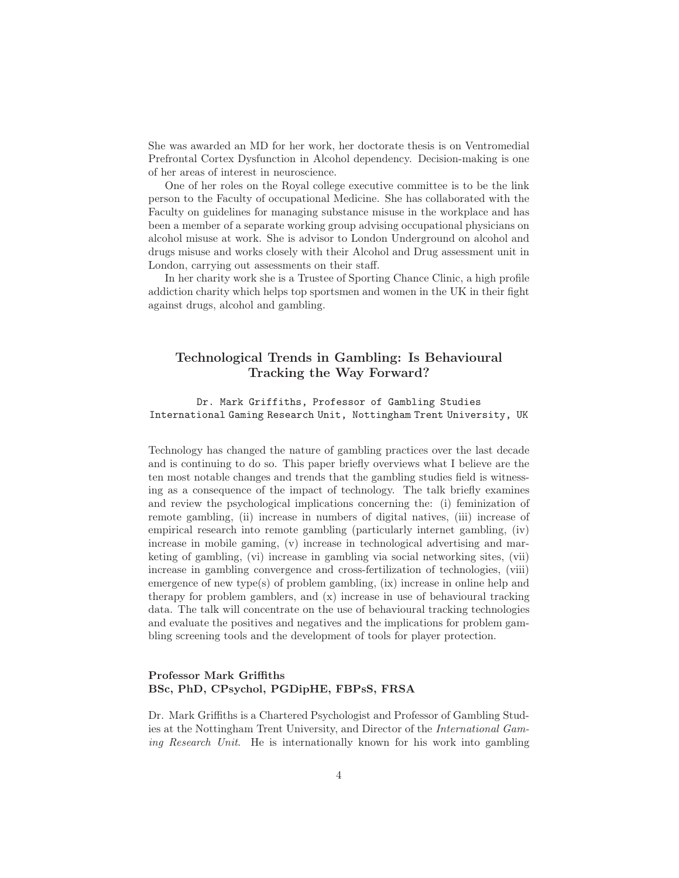She was awarded an MD for her work, her doctorate thesis is on Ventromedial Prefrontal Cortex Dysfunction in Alcohol dependency. Decision-making is one of her areas of interest in neuroscience.

One of her roles on the Royal college executive committee is to be the link person to the Faculty of occupational Medicine. She has collaborated with the Faculty on guidelines for managing substance misuse in the workplace and has been a member of a separate working group advising occupational physicians on alcohol misuse at work. She is advisor to London Underground on alcohol and drugs misuse and works closely with their Alcohol and Drug assessment unit in London, carrying out assessments on their staff.

In her charity work she is a Trustee of Sporting Chance Clinic, a high profile addiction charity which helps top sportsmen and women in the UK in their fight against drugs, alcohol and gambling.

## Technological Trends in Gambling: Is Behavioural Tracking the Way Forward?

Dr. Mark Griffiths, Professor of Gambling Studies
International Gaming Research Unit, Nottingham Trent University, UK

Technology has changed the nature of gambling practices over the last decade and is continuing to do so. This paper briefly overviews what I believe are the ten most notable changes and trends that the gambling studies field is witnessing as a consequence of the impact of technology. The talk briefly examines and review the psychological implications concerning the: (i) feminization of remote gambling, (ii) increase in numbers of digital natives, (iii) increase of empirical research into remote gambling (particularly internet gambling, (iv) increase in mobile gaming, (v) increase in technological advertising and marketing of gambling, (vi) increase in gambling via social networking sites, (vii) increase in gambling convergence and cross-fertilization of technologies, (viii) emergence of new type(s) of problem gambling, (ix) increase in online help and therapy for problem gamblers, and (x) increase in use of behavioural tracking data. The talk will concentrate on the use of behavioural tracking technologies and evaluate the positives and negatives and the implications for problem gambling screening tools and the development of tools for player protection.

**Professor Mark Griffiths**
**BSc, PhD, CPsychol, PGDipHE, FBPsS, FRSA**

Dr. Mark Griffiths is a Chartered Psychologist and Professor of Gambling Studies at the Nottingham Trent University, and Director of the *International Gaming Research Unit*. He is internationally known for his work into gambling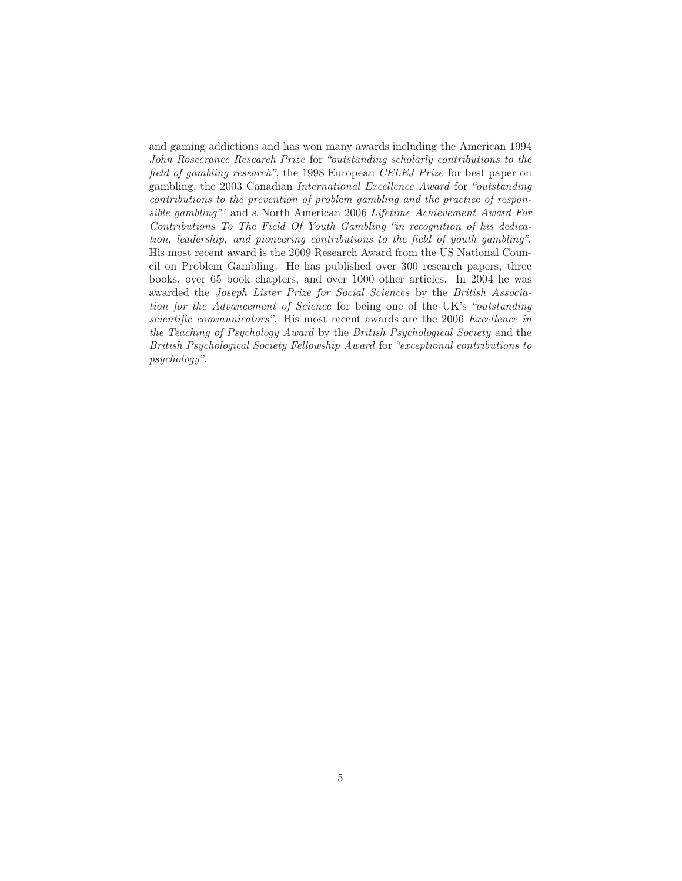and gaming addictions and has won many awards including the American 1994 *John Rosecrance Research Prize* for *"outstanding scholarly contributions to the field of gambling research"*, the 1998 European *CELEJ Prize* for best paper on gambling, the 2003 Canadian *International Excellence Award* for *"outstanding contributions to the prevention of problem gambling and the practice of responsible gambling"'* and a North American 2006 *Lifetime Achievement Award For Contributions To The Field Of Youth Gambling "in recognition of his dedication, leadership, and pioneering contributions to the field of youth gambling"*. His most recent award is the 2009 Research Award from the US National Council on Problem Gambling. He has published over 300 research papers, three books, over 65 book chapters, and over 1000 other articles. In 2004 he was awarded the *Joseph Lister Prize for Social Sciences* by the *British Association for the Advancement of Science* for being one of the UK's *"outstanding scientific communicators"*. His most recent awards are the 2006 *Excellence in the Teaching of Psychology Award* by the *British Psychological Society* and the *British Psychological Society Fellowship Award* for *"exceptional contributions to psychology"*.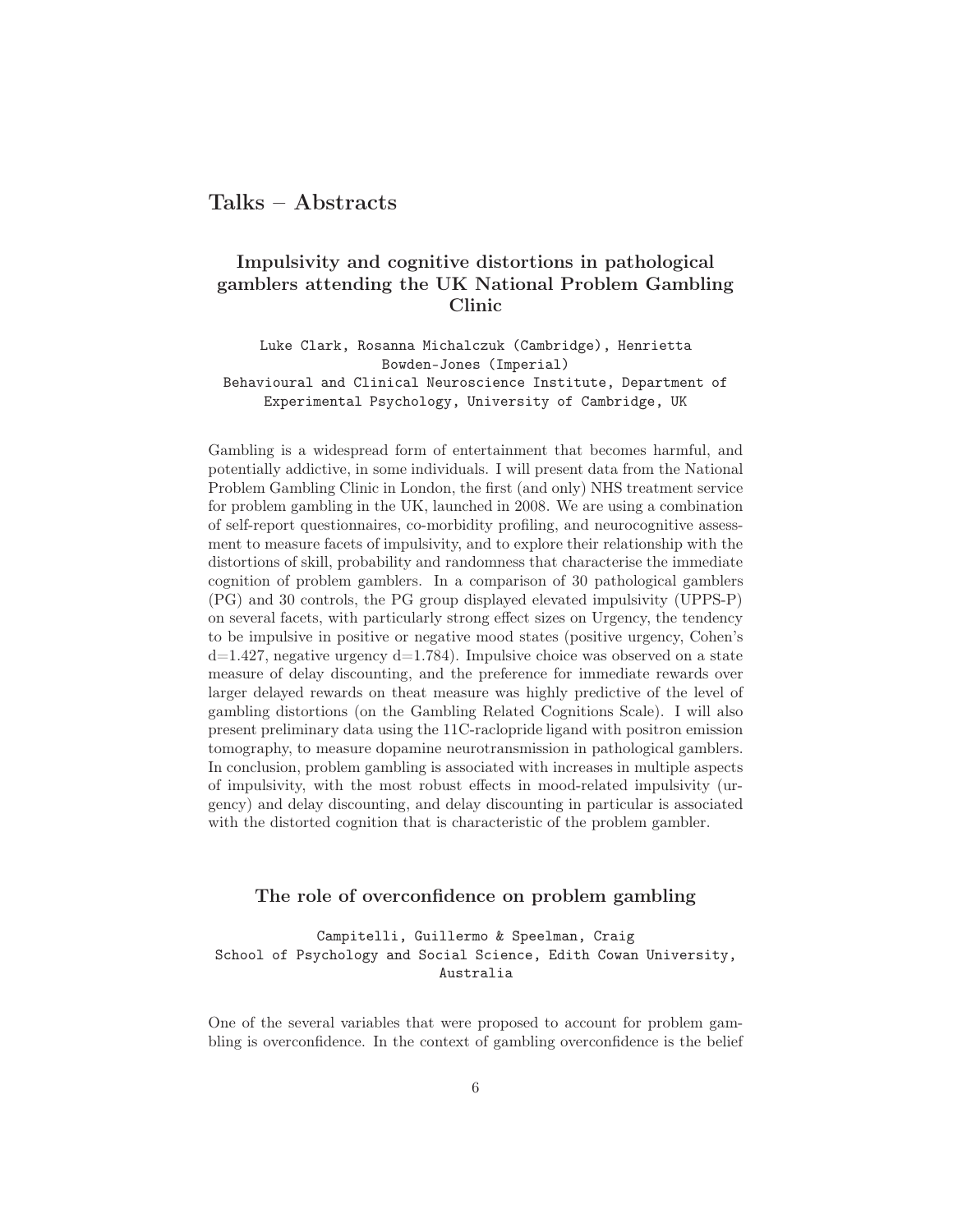## Talks – Abstracts

### Impulsivity and cognitive distortions in pathological gamblers attending the UK National Problem Gambling Clinic

Luke Clark, Rosanna Michalczuk (Cambridge), Henrietta Bowden-Jones (Imperial)
Behavioural and Clinical Neuroscience Institute, Department of Experimental Psychology, University of Cambridge, UK

Gambling is a widespread form of entertainment that becomes harmful, and potentially addictive, in some individuals. I will present data from the National Problem Gambling Clinic in London, the first (and only) NHS treatment service for problem gambling in the UK, launched in 2008. We are using a combination of self-report questionnaires, co-morbidity profiling, and neurocognitive assessment to measure facets of impulsivity, and to explore their relationship with the distortions of skill, probability and randomness that characterise the immediate cognition of problem gamblers. In a comparison of 30 pathological gamblers (PG) and 30 controls, the PG group displayed elevated impulsivity (UPPS-P) on several facets, with particularly strong effect sizes on Urgency, the tendency to be impulsive in positive or negative mood states (positive urgency, Cohen's $d=1.427$, negative urgency $d=1.784$). Impulsive choice was observed on a state measure of delay discounting, and the preference for immediate rewards over larger delayed rewards on theat measure was highly predictive of the level of gambling distortions (on the Gambling Related Cognitions Scale). I will also present preliminary data using the 11C-raclopride ligand with positron emission tomography, to measure dopamine neurotransmission in pathological gamblers. In conclusion, problem gambling is associated with increases in multiple aspects of impulsivity, with the most robust effects in mood-related impulsivity (urgency) and delay discounting, and delay discounting in particular is associated with the distorted cognition that is characteristic of the problem gambler.

### The role of overconfidence on problem gambling

Campitelli, Guillermo & Speelman, Craig
School of Psychology and Social Science, Edith Cowan University, Australia

One of the several variables that were proposed to account for problem gambling is overconfidence. In the context of gambling overconfidence is the belief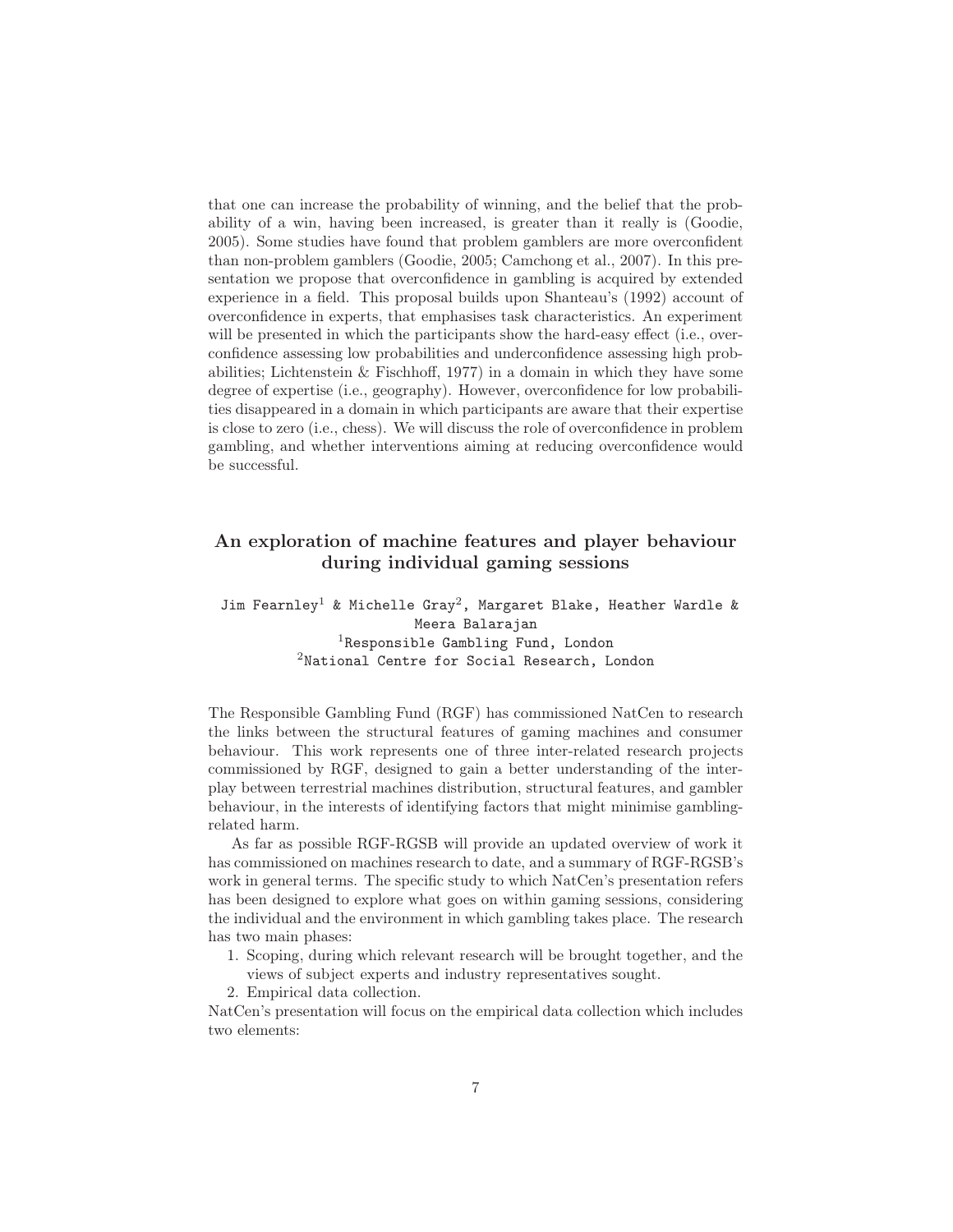that one can increase the probability of winning, and the belief that the probability of a win, having been increased, is greater than it really is (Goodie, 2005). Some studies have found that problem gamblers are more overconfident than non-problem gamblers (Goodie, 2005; Camchong et al., 2007). In this presentation we propose that overconfidence in gambling is acquired by extended experience in a field. This proposal builds upon Shanteau's (1992) account of overconfidence in experts, that emphasises task characteristics. An experiment will be presented in which the participants show the hard-easy effect (i.e., overconfidence assessing low probabilities and underconfidence assessing high probabilities; Lichtenstein & Fischhoff, 1977) in a domain in which they have some degree of expertise (i.e., geography). However, overconfidence for low probabilities disappeared in a domain in which participants are aware that their expertise is close to zero (i.e., chess). We will discuss the role of overconfidence in problem gambling, and whether interventions aiming at reducing overconfidence would be successful.

## An exploration of machine features and player behaviour during individual gaming sessions

Jim Fearnley[1] & Michelle Gray[2], Margaret Blake, Heather Wardle & Meera Balarajan
[1]Responsible Gambling Fund, London
[2]National Centre for Social Research, London

The Responsible Gambling Fund (RGF) has commissioned NatCen to research the links between the structural features of gaming machines and consumer behaviour. This work represents one of three inter-related research projects commissioned by RGF, designed to gain a better understanding of the interplay between terrestrial machines distribution, structural features, and gambler behaviour, in the interests of identifying factors that might minimise gambling-related harm.

As far as possible RGF-RGSB will provide an updated overview of work it has commissioned on machines research to date, and a summary of RGF-RGSB's work in general terms. The specific study to which NatCen's presentation refers has been designed to explore what goes on within gaming sessions, considering the individual and the environment in which gambling takes place. The research has two main phases:

1. Scoping, during which relevant research will be brought together, and the views of subject experts and industry representatives sought.
2. Empirical data collection.

NatCen's presentation will focus on the empirical data collection which includes two elements: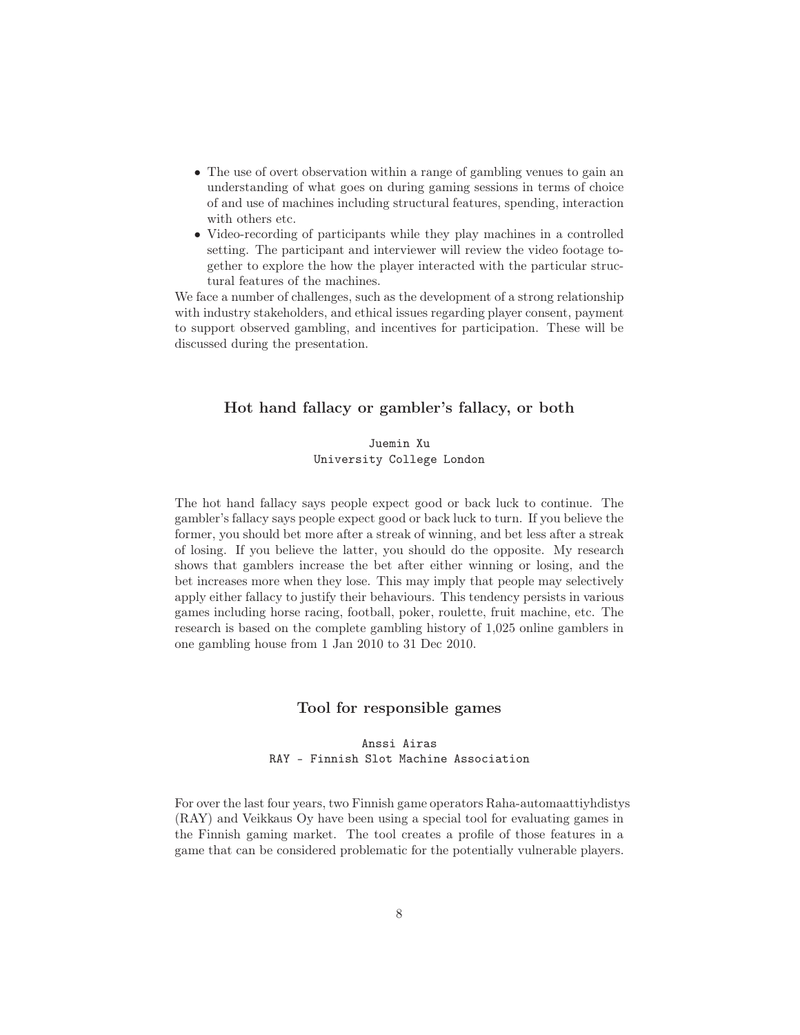- The use of overt observation within a range of gambling venues to gain an understanding of what goes on during gaming sessions in terms of choice of and use of machines including structural features, spending, interaction with others etc.
- Video-recording of participants while they play machines in a controlled setting. The participant and interviewer will review the video footage together to explore the how the player interacted with the particular structural features of the machines.

We face a number of challenges, such as the development of a strong relationship with industry stakeholders, and ethical issues regarding player consent, payment to support observed gambling, and incentives for participation. These will be discussed during the presentation.

### Hot hand fallacy or gambler's fallacy, or both

Juemin Xu
University College London

The hot hand fallacy says people expect good or back luck to continue. The gambler's fallacy says people expect good or back luck to turn. If you believe the former, you should bet more after a streak of winning, and bet less after a streak of losing. If you believe the latter, you should do the opposite. My research shows that gamblers increase the bet after either winning or losing, and the bet increases more when they lose. This may imply that people may selectively apply either fallacy to justify their behaviours. This tendency persists in various games including horse racing, football, poker, roulette, fruit machine, etc. The research is based on the complete gambling history of 1,025 online gamblers in one gambling house from 1 Jan 2010 to 31 Dec 2010.

### Tool for responsible games

Anssi Airas
RAY - Finnish Slot Machine Association

For over the last four years, two Finnish game operators Raha-automaattiyhdistys (RAY) and Veikkaus Oy have been using a special tool for evaluating games in the Finnish gaming market. The tool creates a profile of those features in a game that can be considered problematic for the potentially vulnerable players.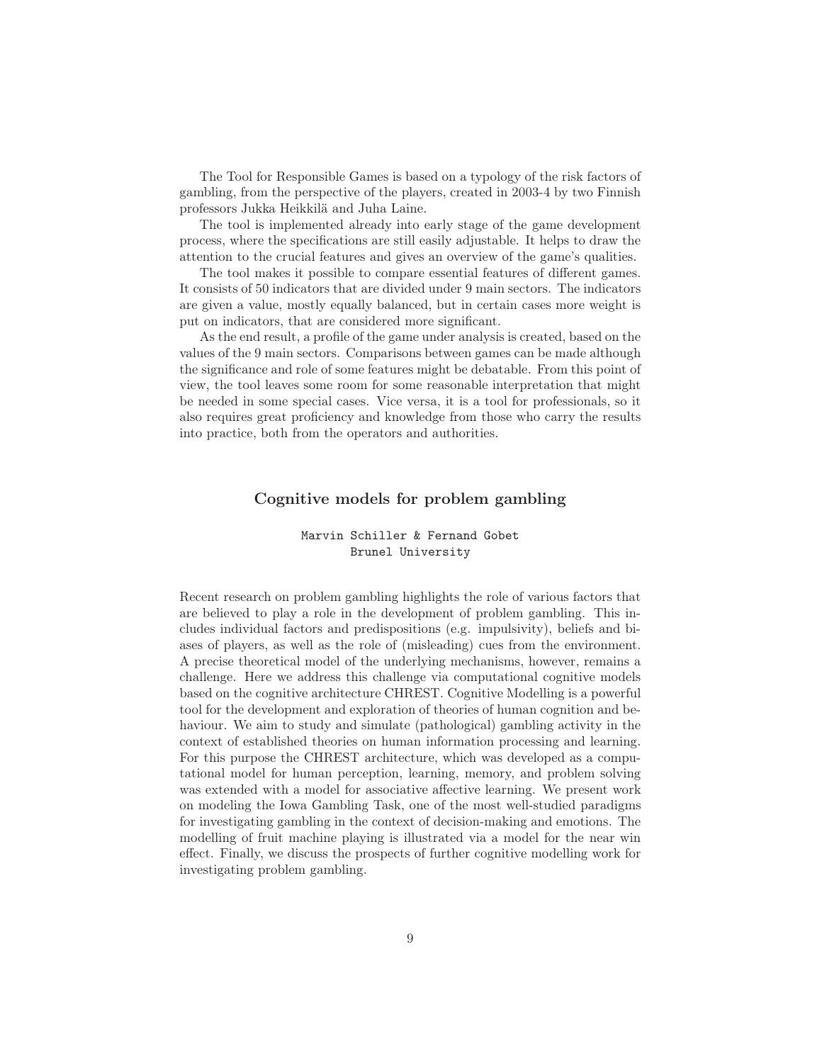The Tool for Responsible Games is based on a typology of the risk factors of gambling, from the perspective of the players, created in 2003-4 by two Finnish professors Jukka Heikkilä and Juha Laine.

The tool is implemented already into early stage of the game development process, where the specifications are still easily adjustable. It helps to draw the attention to the crucial features and gives an overview of the game's qualities.

The tool makes it possible to compare essential features of different games. It consists of 50 indicators that are divided under 9 main sectors. The indicators are given a value, mostly equally balanced, but in certain cases more weight is put on indicators, that are considered more significant.

As the end result, a profile of the game under analysis is created, based on the values of the 9 main sectors. Comparisons between games can be made although the significance and role of some features might be debatable. From this point of view, the tool leaves some room for some reasonable interpretation that might be needed in some special cases. Vice versa, it is a tool for professionals, so it also requires great proficiency and knowledge from those who carry the results into practice, both from the operators and authorities.

## Cognitive models for problem gambling

Marvin Schiller & Fernand Gobet
Brunel University

Recent research on problem gambling highlights the role of various factors that are believed to play a role in the development of problem gambling. This includes individual factors and predispositions (e.g. impulsivity), beliefs and biases of players, as well as the role of (misleading) cues from the environment. A precise theoretical model of the underlying mechanisms, however, remains a challenge. Here we address this challenge via computational cognitive models based on the cognitive architecture CHREST. Cognitive Modelling is a powerful tool for the development and exploration of theories of human cognition and behaviour. We aim to study and simulate (pathological) gambling activity in the context of established theories on human information processing and learning. For this purpose the CHREST architecture, which was developed as a computational model for human perception, learning, memory, and problem solving was extended with a model for associative affective learning. We present work on modeling the Iowa Gambling Task, one of the most well-studied paradigms for investigating gambling in the context of decision-making and emotions. The modelling of fruit machine playing is illustrated via a model for the near win effect. Finally, we discuss the prospects of further cognitive modelling work for investigating problem gambling.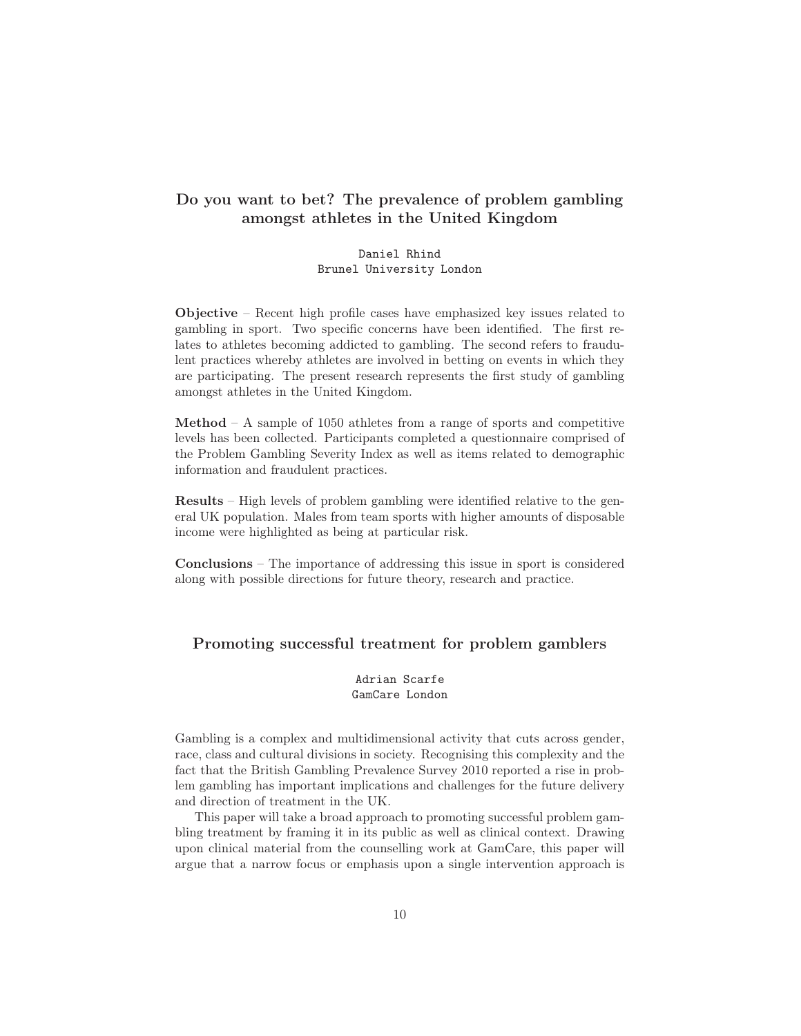## Do you want to bet? The prevalence of problem gambling amongst athletes in the United Kingdom

Daniel Rhind
Brunel University London

**Objective** – Recent high profile cases have emphasized key issues related to gambling in sport. Two specific concerns have been identified. The first relates to athletes becoming addicted to gambling. The second refers to fraudulent practices whereby athletes are involved in betting on events in which they are participating. The present research represents the first study of gambling amongst athletes in the United Kingdom.

**Method** – A sample of 1050 athletes from a range of sports and competitive levels has been collected. Participants completed a questionnaire comprised of the Problem Gambling Severity Index as well as items related to demographic information and fraudulent practices.

**Results** – High levels of problem gambling were identified relative to the general UK population. Males from team sports with higher amounts of disposable income were highlighted as being at particular risk.

**Conclusions** – The importance of addressing this issue in sport is considered along with possible directions for future theory, research and practice.

## Promoting successful treatment for problem gamblers

Adrian Scarfe
GamCare London

Gambling is a complex and multidimensional activity that cuts across gender, race, class and cultural divisions in society. Recognising this complexity and the fact that the British Gambling Prevalence Survey 2010 reported a rise in problem gambling has important implications and challenges for the future delivery and direction of treatment in the UK.

This paper will take a broad approach to promoting successful problem gambling treatment by framing it in its public as well as clinical context. Drawing upon clinical material from the counselling work at GamCare, this paper will argue that a narrow focus or emphasis upon a single intervention approach is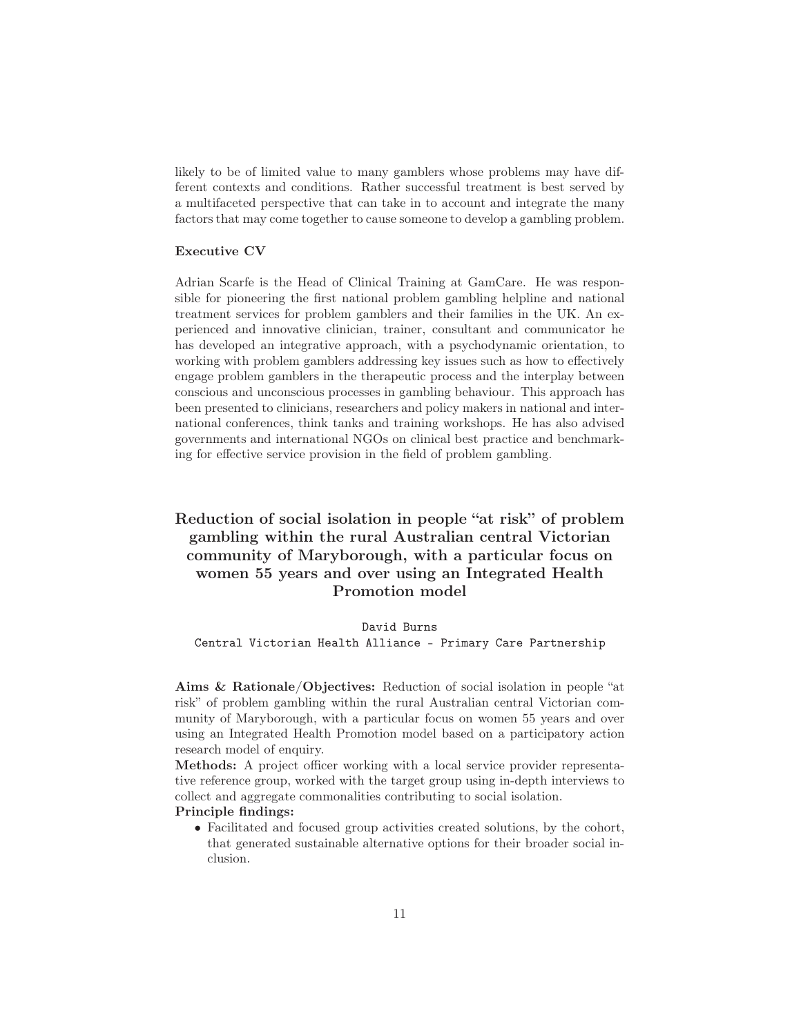likely to be of limited value to many gamblers whose problems may have different contexts and conditions. Rather successful treatment is best served by a multifaceted perspective that can take in to account and integrate the many factors that may come together to cause someone to develop a gambling problem.

**Executive CV**

Adrian Scarfe is the Head of Clinical Training at GamCare. He was responsible for pioneering the first national problem gambling helpline and national treatment services for problem gamblers and their families in the UK. An experienced and innovative clinician, trainer, consultant and communicator he has developed an integrative approach, with a psychodynamic orientation, to working with problem gamblers addressing key issues such as how to effectively engage problem gamblers in the therapeutic process and the interplay between conscious and unconscious processes in gambling behaviour. This approach has been presented to clinicians, researchers and policy makers in national and international conferences, think tanks and training workshops. He has also advised governments and international NGOs on clinical best practice and benchmarking for effective service provision in the field of problem gambling.

## Reduction of social isolation in people "at risk" of problem gambling within the rural Australian central Victorian community of Maryborough, with a particular focus on women 55 years and over using an Integrated Health Promotion model

David Burns
Central Victorian Health Alliance - Primary Care Partnership

**Aims & Rationale/Objectives:** Reduction of social isolation in people "at risk" of problem gambling within the rural Australian central Victorian community of Maryborough, with a particular focus on women 55 years and over using an Integrated Health Promotion model based on a participatory action research model of enquiry.

**Methods:** A project officer working with a local service provider representative reference group, worked with the target group using in-depth interviews to collect and aggregate commonalities contributing to social isolation.

**Principle findings:**

- Facilitated and focused group activities created solutions, by the cohort, that generated sustainable alternative options for their broader social inclusion.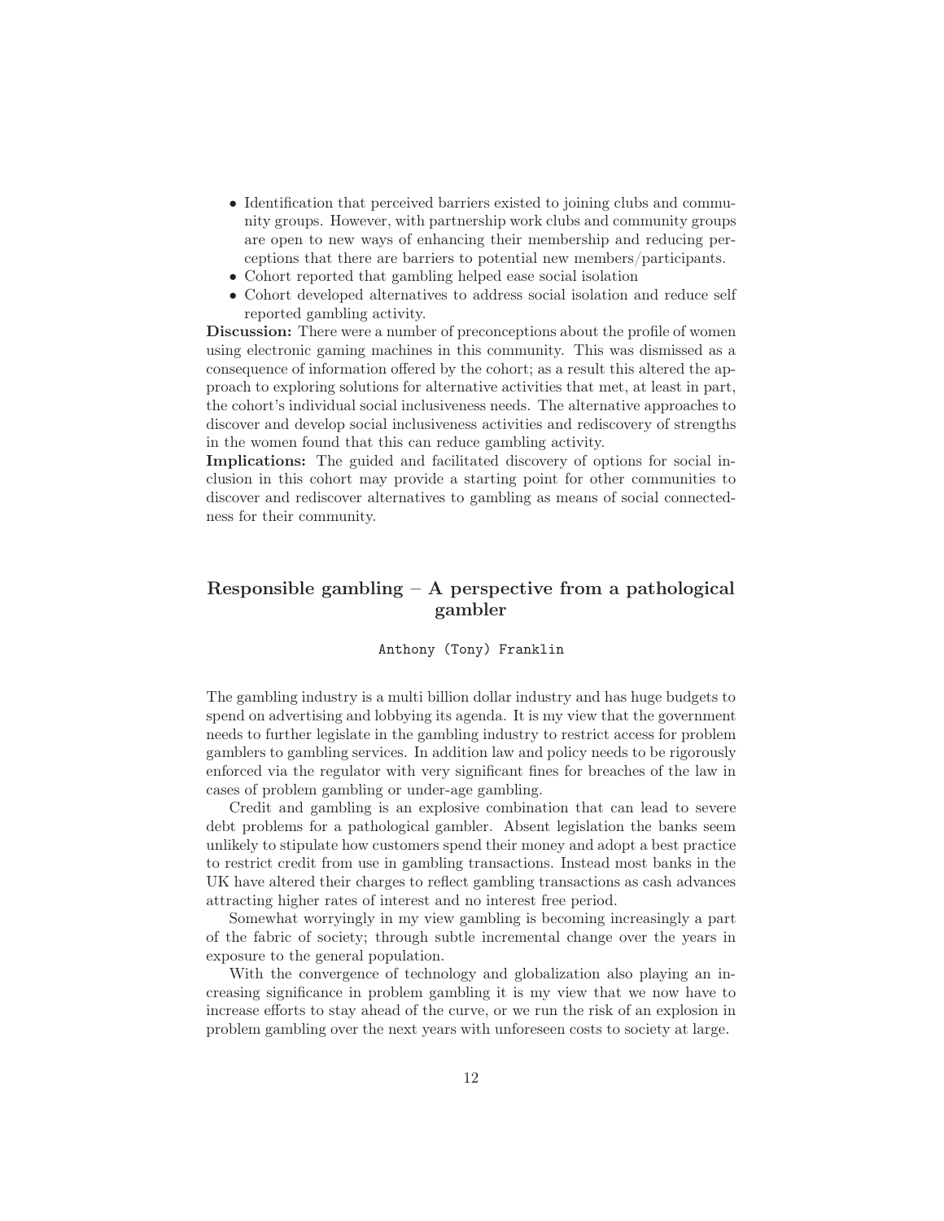- Identification that perceived barriers existed to joining clubs and community groups. However, with partnership work clubs and community groups are open to new ways of enhancing their membership and reducing perceptions that there are barriers to potential new members/participants.
- Cohort reported that gambling helped ease social isolation
- Cohort developed alternatives to address social isolation and reduce self reported gambling activity.

**Discussion:** There were a number of preconceptions about the profile of women using electronic gaming machines in this community. This was dismissed as a consequence of information offered by the cohort; as a result this altered the approach to exploring solutions for alternative activities that met, at least in part, the cohort's individual social inclusiveness needs. The alternative approaches to discover and develop social inclusiveness activities and rediscovery of strengths in the women found that this can reduce gambling activity.

**Implications:** The guided and facilitated discovery of options for social inclusion in this cohort may provide a starting point for other communities to discover and rediscover alternatives to gambling as means of social connectedness for their community.

## Responsible gambling – A perspective from a pathological gambler

Anthony (Tony) Franklin

The gambling industry is a multi billion dollar industry and has huge budgets to spend on advertising and lobbying its agenda. It is my view that the government needs to further legislate in the gambling industry to restrict access for problem gamblers to gambling services. In addition law and policy needs to be rigorously enforced via the regulator with very significant fines for breaches of the law in cases of problem gambling or under-age gambling.

Credit and gambling is an explosive combination that can lead to severe debt problems for a pathological gambler. Absent legislation the banks seem unlikely to stipulate how customers spend their money and adopt a best practice to restrict credit from use in gambling transactions. Instead most banks in the UK have altered their charges to reflect gambling transactions as cash advances attracting higher rates of interest and no interest free period.

Somewhat worryingly in my view gambling is becoming increasingly a part of the fabric of society; through subtle incremental change over the years in exposure to the general population.

With the convergence of technology and globalization also playing an increasing significance in problem gambling it is my view that we now have to increase efforts to stay ahead of the curve, or we run the risk of an explosion in problem gambling over the next years with unforeseen costs to society at large.